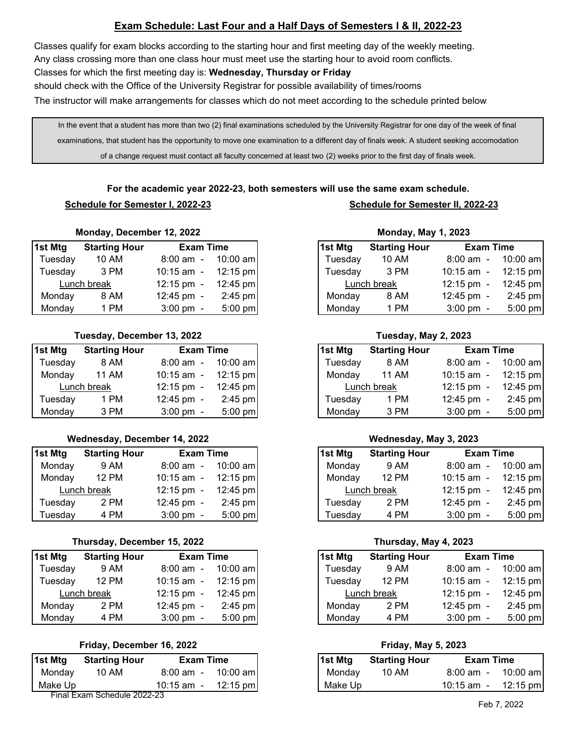# Exam Schedule: Last Four and a Half Days of Semesters I & II, 2022-23

Classes qualify for exam blocks according to the starting hour and first meeting day of the weekly meeting.

Any class crossing more than one class hour must meet use the starting hour to avoid room conflicts.

Classes for which the first meeting day is: **Wednesday, Thursday or Friday**

should check with the Office of the University Registrar for possible availability of times/rooms

The instructor will make arrangements for classes which do not meet according to the schedule printed below

> In the event that a student has more than two (2) final examinations scheduled by the University Registrar for one day of the week of final examinations, that student has the opportunity to move one examination to a different day of finals week. A student seeking accomodation of a change request must contact all faculty concerned at least two (2) weeks prior to the first day of finals week.

**For the academic year 2022-23, both semesters will use the same exam schedule.**

## Schedule for Semester I, 2022-23

### Monday, December 12, 2022

| 1st Mtg | Starting Hour | Exam Time |
|---|---|---|
| Tuesday | 10 AM | 8:00 am - 10:00 am |
| Tuesday | 3 PM | 10:15 am - 12:15 pm |
| Lunch break | | 12:15 pm - 12:45 pm |
| Monday | 8 AM | 12:45 pm - 2:45 pm |
| Monday | 1 PM | 3:00 pm - 5:00 pm |

### Tuesday, December 13, 2022

| 1st Mtg | Starting Hour | Exam Time |
|---|---|---|
| Tuesday | 8 AM | 8:00 am - 10:00 am |
| Monday | 11 AM | 10:15 am - 12:15 pm |
| Lunch break | | 12:15 pm - 12:45 pm |
| Tuesday | 1 PM | 12:45 pm - 2:45 pm |
| Monday | 3 PM | 3:00 pm - 5:00 pm |

### Wednesday, December 14, 2022

| 1st Mtg | Starting Hour | Exam Time |
|---|---|---|
| Monday | 9 AM | 8:00 am - 10:00 am |
| Monday | 12 PM | 10:15 am - 12:15 pm |
| Lunch break | | 12:15 pm - 12:45 pm |
| Tuesday | 2 PM | 12:45 pm - 2:45 pm |
| Tuesday | 4 PM | 3:00 pm - 5:00 pm |

### Thursday, December 15, 2022

| 1st Mtg | Starting Hour | Exam Time |
|---|---|---|
| Tuesday | 9 AM | 8:00 am - 10:00 am |
| Tuesday | 12 PM | 10:15 am - 12:15 pm |
| Lunch break | | 12:15 pm - 12:45 pm |
| Monday | 2 PM | 12:45 pm - 2:45 pm |
| Monday | 4 PM | 3:00 pm - 5:00 pm |

### Friday, December 16, 2022

| 1st Mtg | Starting Hour | Exam Time |
|---|---|---|
| Monday | 10 AM | 8:00 am - 10:00 am |
| Make Up | | 10:15 am - 12:15 pm |

## Schedule for Semester II, 2022-23

### Monday, May 1, 2023

| 1st Mtg | Starting Hour | Exam Time |
|---|---|---|
| Tuesday | 10 AM | 8:00 am - 10:00 am |
| Tuesday | 3 PM | 10:15 am - 12:15 pm |
| Lunch break | | 12:15 pm - 12:45 pm |
| Monday | 8 AM | 12:45 pm - 2:45 pm |
| Monday | 1 PM | 3:00 pm - 5:00 pm |

### Tuesday, May 2, 2023

| 1st Mtg | Starting Hour | Exam Time |
|---|---|---|
| Tuesday | 8 AM | 8:00 am - 10:00 am |
| Monday | 11 AM | 10:15 am - 12:15 pm |
| Lunch break | | 12:15 pm - 12:45 pm |
| Tuesday | 1 PM | 12:45 pm - 2:45 pm |
| Monday | 3 PM | 3:00 pm - 5:00 pm |

### Wednesday, May 3, 2023

| 1st Mtg | Starting Hour | Exam Time |
|---|---|---|
| Monday | 9 AM | 8:00 am - 10:00 am |
| Monday | 12 PM | 10:15 am - 12:15 pm |
| Lunch break | | 12:15 pm - 12:45 pm |
| Tuesday | 2 PM | 12:45 pm - 2:45 pm |
| Tuesday | 4 PM | 3:00 pm - 5:00 pm |

### Thursday, May 4, 2023

| 1st Mtg | Starting Hour | Exam Time |
|---|---|---|
| Tuesday | 9 AM | 8:00 am - 10:00 am |
| Tuesday | 12 PM | 10:15 am - 12:15 pm |
| Lunch break | | 12:15 pm - 12:45 pm |
| Monday | 2 PM | 12:45 pm - 2:45 pm |
| Monday | 4 PM | 3:00 pm - 5:00 pm |

### Friday, May 5, 2023

| 1st Mtg | Starting Hour | Exam Time |
|---|---|---|
| Monday | 10 AM | 8:00 am - 10:00 am |
| Make Up | | 10:15 am - 12:15 pm |

Feb 7, 2022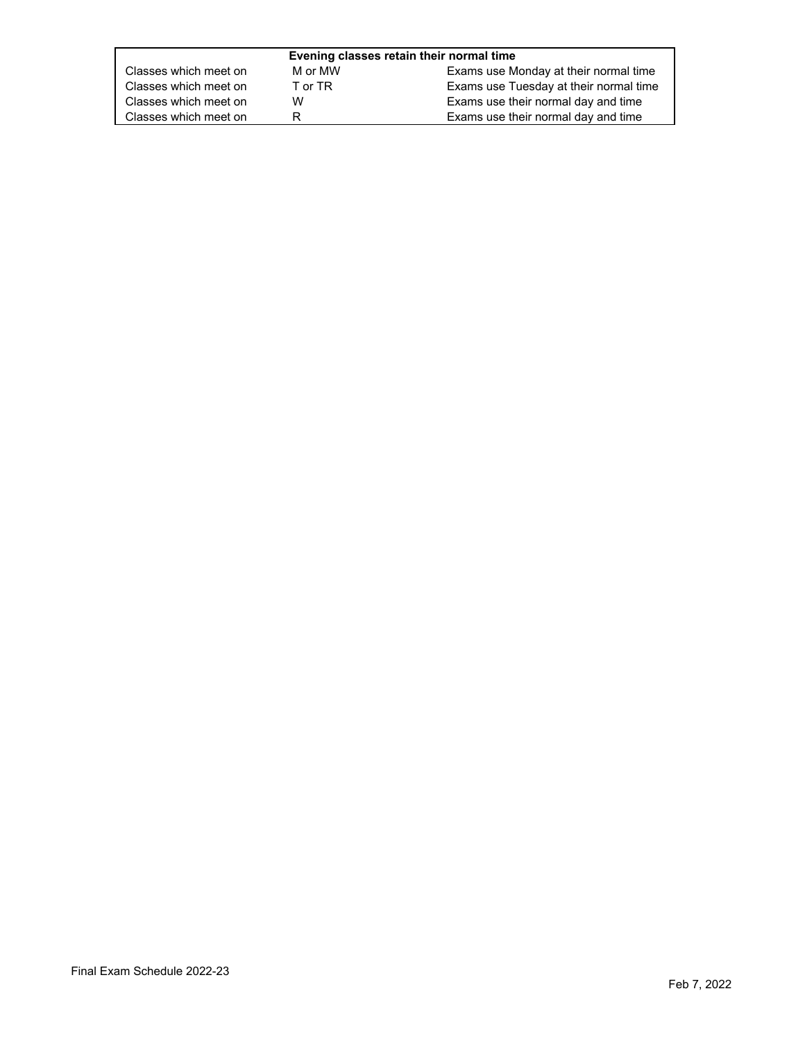| Evening classes retain their normal time | | |
| --- | --- | --- |
| Classes which meet on | M or MW | Exams use Monday at their normal time |
| Classes which meet on | T or TR | Exams use Tuesday at their normal time |
| Classes which meet on | W | Exams use their normal day and time |
| Classes which meet on | R | Exams use their normal day and time |